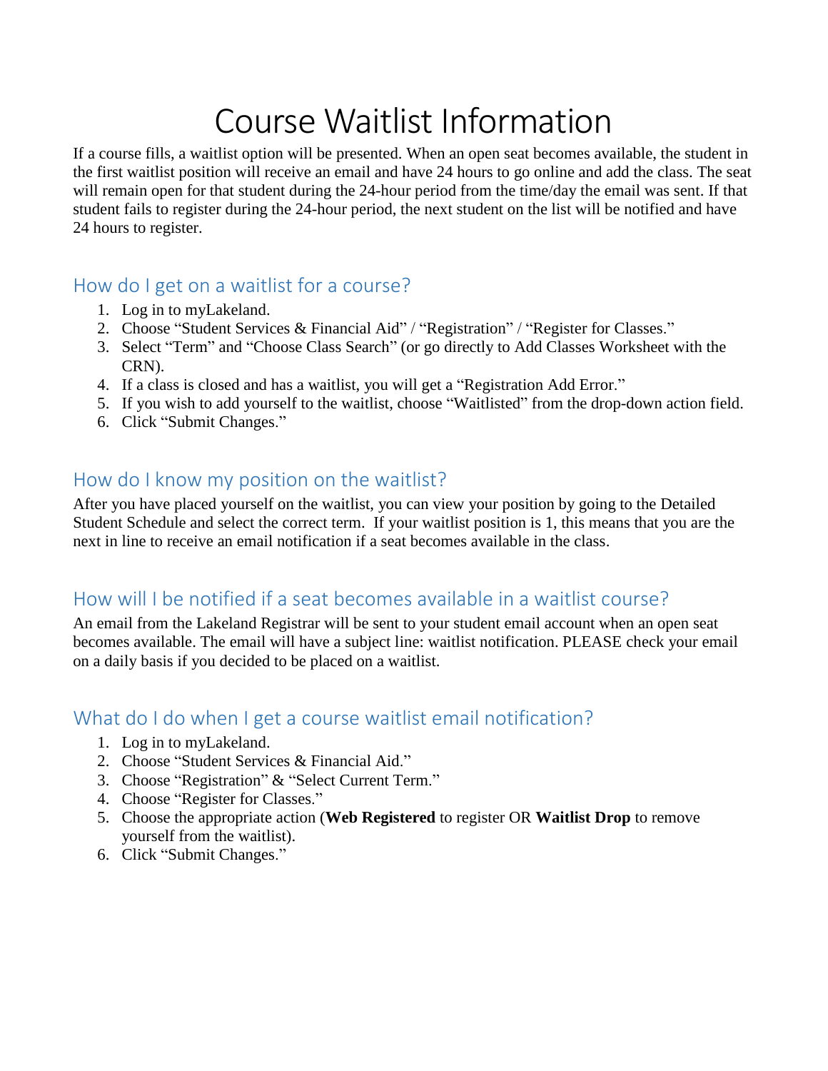# Course Waitlist Information

If a course fills, a waitlist option will be presented. When an open seat becomes available, the student in the first waitlist position will receive an email and have 24 hours to go online and add the class. The seat will remain open for that student during the 24-hour period from the time/day the email was sent. If that student fails to register during the 24-hour period, the next student on the list will be notified and have 24 hours to register.

## How do I get on a waitlist for a course?

1. Log in to myLakeland.
2. Choose "Student Services & Financial Aid" / "Registration" / "Register for Classes."
3. Select "Term" and "Choose Class Search" (or go directly to Add Classes Worksheet with the CRN).
4. If a class is closed and has a waitlist, you will get a "Registration Add Error."
5. If you wish to add yourself to the waitlist, choose "Waitlisted" from the drop-down action field.
6. Click "Submit Changes."

## How do I know my position on the waitlist?

After you have placed yourself on the waitlist, you can view your position by going to the Detailed Student Schedule and select the correct term. If your waitlist position is 1, this means that you are the next in line to receive an email notification if a seat becomes available in the class.

## How will I be notified if a seat becomes available in a waitlist course?

An email from the Lakeland Registrar will be sent to your student email account when an open seat becomes available. The email will have a subject line: waitlist notification. PLEASE check your email on a daily basis if you decided to be placed on a waitlist.

## What do I do when I get a course waitlist email notification?

1. Log in to myLakeland.
2. Choose "Student Services & Financial Aid."
3. Choose "Registration" & "Select Current Term."
4. Choose "Register for Classes."
5. Choose the appropriate action (**Web Registered** to register OR **Waitlist Drop** to remove yourself from the waitlist).
6. Click "Submit Changes."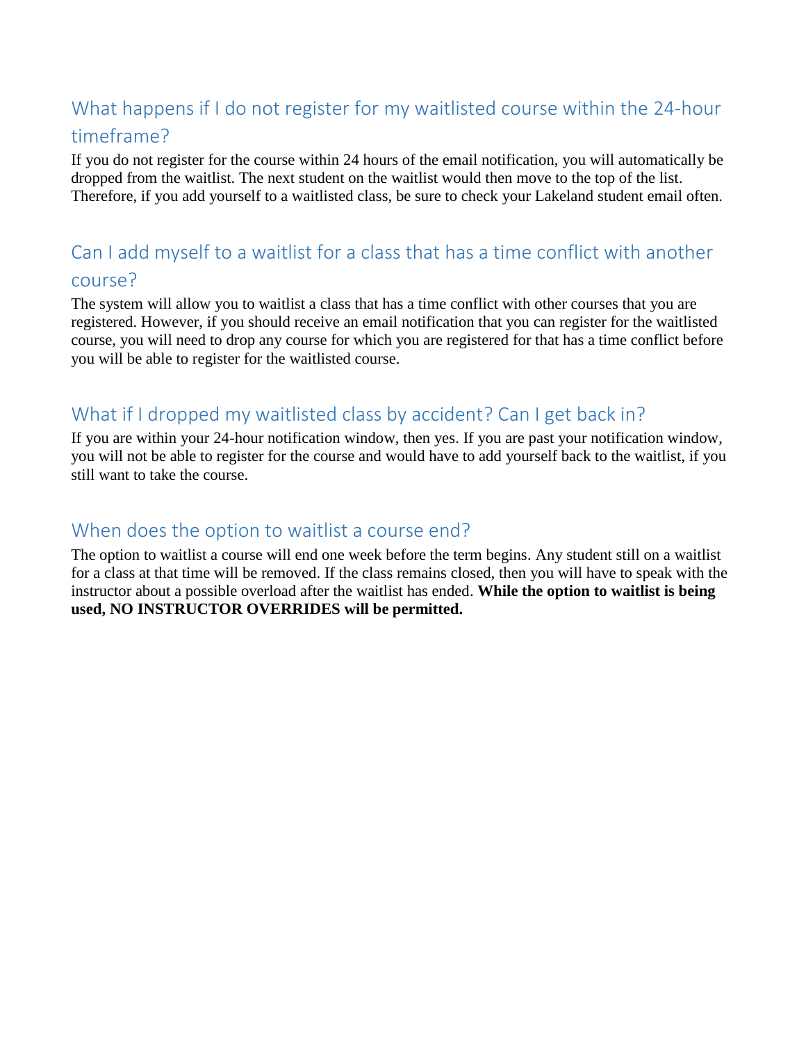## What happens if I do not register for my waitlisted course within the 24-hour timeframe?

If you do not register for the course within 24 hours of the email notification, you will automatically be dropped from the waitlist. The next student on the waitlist would then move to the top of the list. Therefore, if you add yourself to a waitlisted class, be sure to check your Lakeland student email often.

## Can I add myself to a waitlist for a class that has a time conflict with another course?

The system will allow you to waitlist a class that has a time conflict with other courses that you are registered. However, if you should receive an email notification that you can register for the waitlisted course, you will need to drop any course for which you are registered for that has a time conflict before you will be able to register for the waitlisted course.

## What if I dropped my waitlisted class by accident? Can I get back in?

If you are within your 24-hour notification window, then yes. If you are past your notification window, you will not be able to register for the course and would have to add yourself back to the waitlist, if you still want to take the course.

## When does the option to waitlist a course end?

The option to waitlist a course will end one week before the term begins. Any student still on a waitlist for a class at that time will be removed. If the class remains closed, then you will have to speak with the instructor about a possible overload after the waitlist has ended. **While the option to waitlist is being used, NO INSTRUCTOR OVERRIDES will be permitted.**